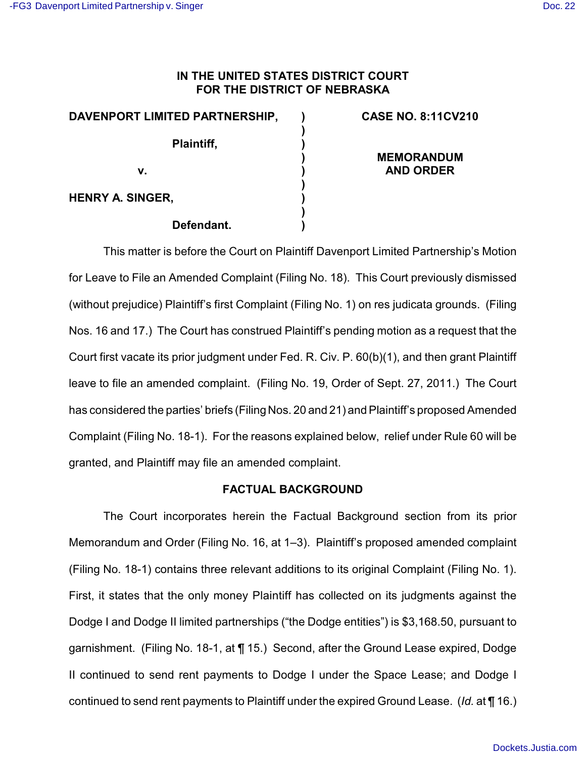**IN THE UNITED STATES DISTRICT COURT**
**FOR THE DISTRICT OF NEBRASKA**

| | | |
|---|---|---|
| **DAVENPORT LIMITED PARTNERSHIP,** | ) | **CASE NO. 8:11CV210** |
| | ) | |
| **Plaintiff,** | ) | |
| | ) | **MEMORANDUM** |
| **v.** | ) | **AND ORDER** |
| | ) | |
| **HENRY A. SINGER,** | ) | |
| | ) | |
| **Defendant.** | ) | |

This matter is before the Court on Plaintiff Davenport Limited Partnership's Motion for Leave to File an Amended Complaint (Filing No. 18). This Court previously dismissed (without prejudice) Plaintiff's first Complaint (Filing No. 1) on res judicata grounds. (Filing Nos. 16 and 17.) The Court has construed Plaintiff's pending motion as a request that the Court first vacate its prior judgment under Fed. R. Civ. P. 60(b)(1), and then grant Plaintiff leave to file an amended complaint. (Filing No. 19, Order of Sept. 27, 2011.) The Court has considered the parties' briefs (Filing Nos. 20 and 21) and Plaintiff's proposed Amended Complaint (Filing No. 18-1). For the reasons explained below, relief under Rule 60 will be granted, and Plaintiff may file an amended complaint.

**FACTUAL BACKGROUND**

The Court incorporates herein the Factual Background section from its prior Memorandum and Order (Filing No. 16, at 1–3). Plaintiff's proposed amended complaint (Filing No. 18-1) contains three relevant additions to its original Complaint (Filing No. 1). First, it states that the only money Plaintiff has collected on its judgments against the Dodge I and Dodge II limited partnerships ("the Dodge entities") is $3,168.50, pursuant to garnishment. (Filing No. 18-1, at ¶ 15.) Second, after the Ground Lease expired, Dodge II continued to send rent payments to Dodge I under the Space Lease; and Dodge I continued to send rent payments to Plaintiff under the expired Ground Lease. (*Id.* at ¶ 16.)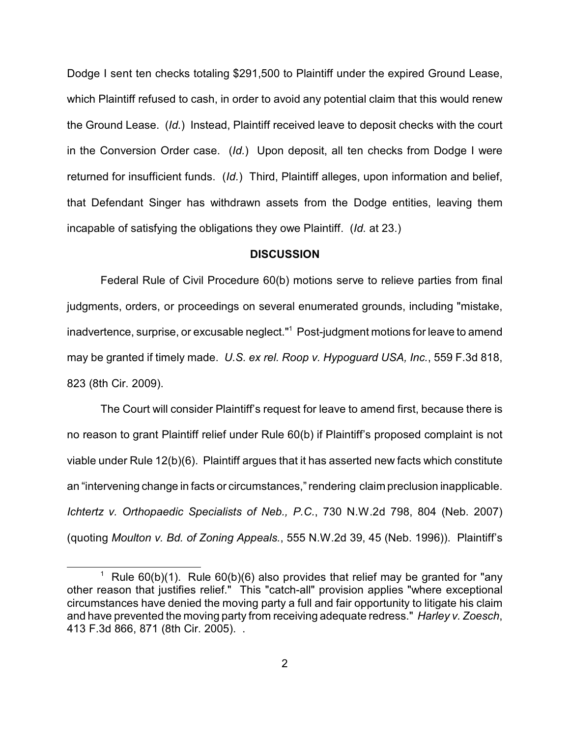Dodge I sent ten checks totaling $291,500 to Plaintiff under the expired Ground Lease, which Plaintiff refused to cash, in order to avoid any potential claim that this would renew the Ground Lease. (*Id.*) Instead, Plaintiff received leave to deposit checks with the court in the Conversion Order case. (*Id.*) Upon deposit, all ten checks from Dodge I were returned for insufficient funds. (*Id.*) Third, Plaintiff alleges, upon information and belief, that Defendant Singer has withdrawn assets from the Dodge entities, leaving them incapable of satisfying the obligations they owe Plaintiff. (*Id.* at 23.)

**DISCUSSION**

Federal Rule of Civil Procedure 60(b) motions serve to relieve parties from final judgments, orders, or proceedings on several enumerated grounds, including "mistake, inadvertence, surprise, or excusable neglect."[1] Post-judgment motions for leave to amend may be granted if timely made. *U.S. ex rel. Roop v. Hypoguard USA, Inc.*, 559 F.3d 818, 823 (8th Cir. 2009).

The Court will consider Plaintiff's request for leave to amend first, because there is no reason to grant Plaintiff relief under Rule 60(b) if Plaintiff's proposed complaint is not viable under Rule 12(b)(6). Plaintiff argues that it has asserted new facts which constitute an "intervening change in facts or circumstances," rendering claim preclusion inapplicable. *Ichtertz v. Orthopaedic Specialists of Neb., P.C.*, 730 N.W.2d 798, 804 (Neb. 2007) (quoting *Moulton v. Bd. of Zoning Appeals.*, 555 N.W.2d 39, 45 (Neb. 1996)). Plaintiff's

---

[1] Rule 60(b)(1). Rule 60(b)(6) also provides that relief may be granted for "any other reason that justifies relief." This "catch-all" provision applies "where exceptional circumstances have denied the moving party a full and fair opportunity to litigate his claim and have prevented the moving party from receiving adequate redress." *Harley v. Zoesch*, 413 F.3d 866, 871 (8th Cir. 2005). .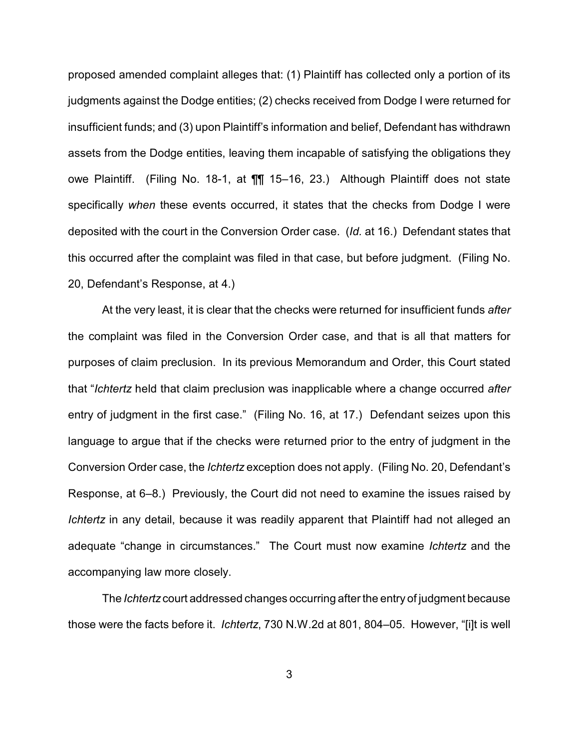proposed amended complaint alleges that: (1) Plaintiff has collected only a portion of its judgments against the Dodge entities; (2) checks received from Dodge I were returned for insufficient funds; and (3) upon Plaintiff's information and belief, Defendant has withdrawn assets from the Dodge entities, leaving them incapable of satisfying the obligations they owe Plaintiff. (Filing No. 18-1, at ¶¶ 15–16, 23.) Although Plaintiff does not state specifically *when* these events occurred, it states that the checks from Dodge I were deposited with the court in the Conversion Order case. (*Id.* at 16.) Defendant states that this occurred after the complaint was filed in that case, but before judgment. (Filing No. 20, Defendant's Response, at 4.)

At the very least, it is clear that the checks were returned for insufficient funds *after* the complaint was filed in the Conversion Order case, and that is all that matters for purposes of claim preclusion. In its previous Memorandum and Order, this Court stated that "*Ichtertz* held that claim preclusion was inapplicable where a change occurred *after* entry of judgment in the first case." (Filing No. 16, at 17.) Defendant seizes upon this language to argue that if the checks were returned prior to the entry of judgment in the Conversion Order case, the *Ichtertz* exception does not apply. (Filing No. 20, Defendant's Response, at 6–8.) Previously, the Court did not need to examine the issues raised by *Ichtertz* in any detail, because it was readily apparent that Plaintiff had not alleged an adequate "change in circumstances." The Court must now examine *Ichtertz* and the accompanying law more closely.

The *Ichtertz* court addressed changes occurring after the entry of judgment because those were the facts before it. *Ichtertz*, 730 N.W.2d at 801, 804–05. However, "[i]t is well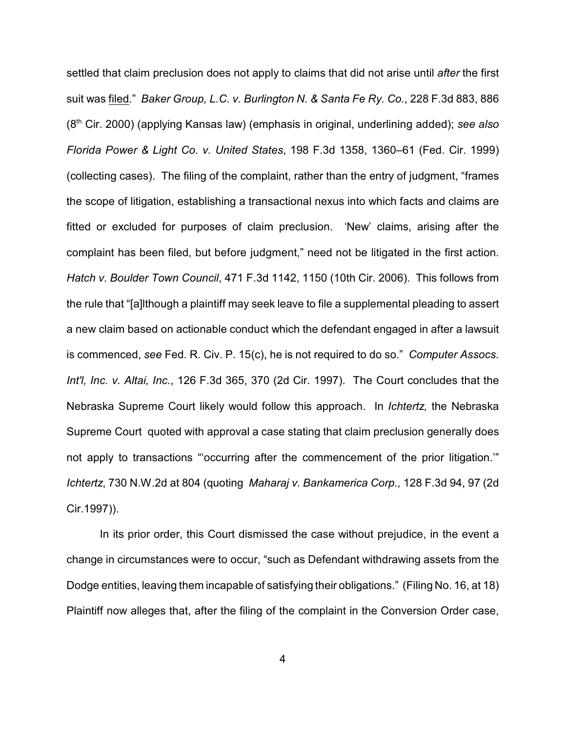settled that claim preclusion does not apply to claims that did not arise until *after* the first suit was filed." *Baker Group, L.C. v. Burlington N. & Santa Fe Ry. Co.*, 228 F.3d 883, 886 (8th Cir. 2000) (applying Kansas law) (emphasis in original, underlining added); *see also Florida Power & Light Co. v. United States*, 198 F.3d 1358, 1360–61 (Fed. Cir. 1999) (collecting cases). The filing of the complaint, rather than the entry of judgment, "frames the scope of litigation, establishing a transactional nexus into which facts and claims are fitted or excluded for purposes of claim preclusion. 'New' claims, arising after the complaint has been filed, but before judgment," need not be litigated in the first action. *Hatch v. Boulder Town Council*, 471 F.3d 1142, 1150 (10th Cir. 2006). This follows from the rule that "[a]lthough a plaintiff may seek leave to file a supplemental pleading to assert a new claim based on actionable conduct which the defendant engaged in after a lawsuit is commenced, *see* Fed. R. Civ. P. 15(c), he is not required to do so." *Computer Assocs. Int'l, Inc. v. Altai, Inc.*, 126 F.3d 365, 370 (2d Cir. 1997). The Court concludes that the Nebraska Supreme Court likely would follow this approach. In *Ichtertz,* the Nebraska Supreme Court quoted with approval a case stating that claim preclusion generally does not apply to transactions "'occurring after the commencement of the prior litigation.'" *Ichtertz*, 730 N.W.2d at 804 (quoting *Maharaj v. Bankamerica Corp.,* 128 F.3d 94, 97 (2d Cir.1997)).

In its prior order, this Court dismissed the case without prejudice, in the event a change in circumstances were to occur, "such as Defendant withdrawing assets from the Dodge entities, leaving them incapable of satisfying their obligations." (Filing No. 16, at 18) Plaintiff now alleges that, after the filing of the complaint in the Conversion Order case,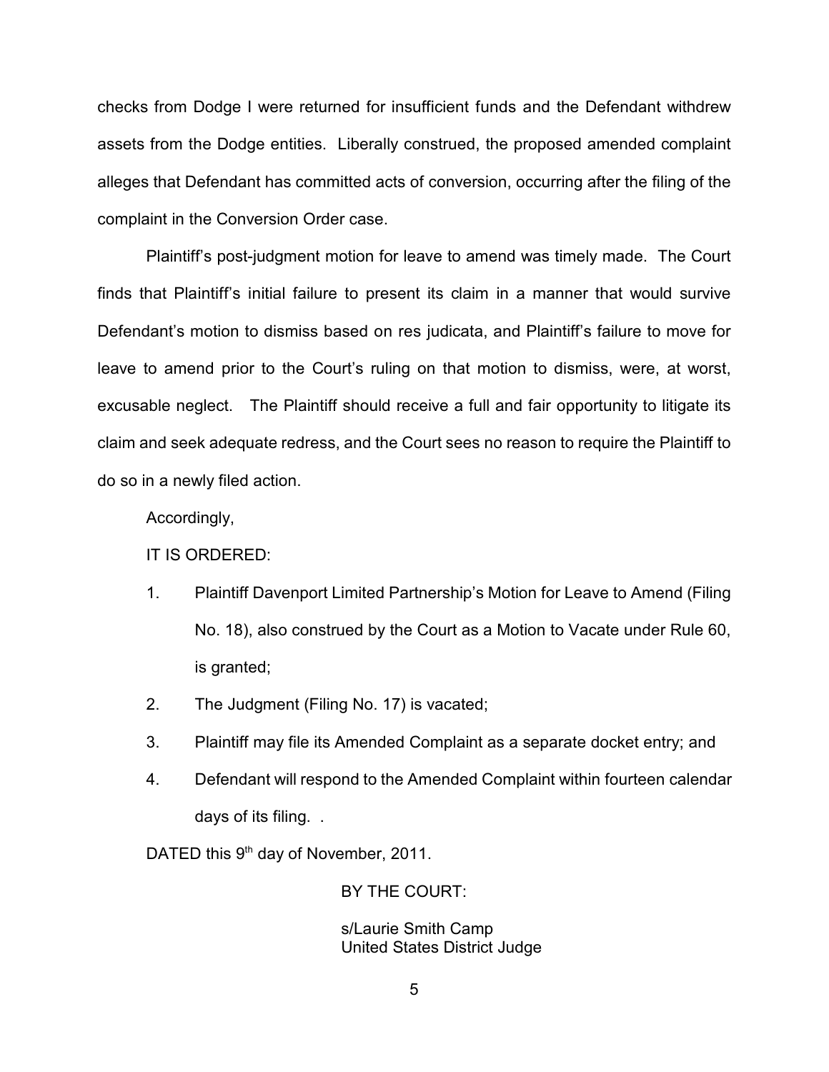checks from Dodge I were returned for insufficient funds and the Defendant withdrew assets from the Dodge entities. Liberally construed, the proposed amended complaint alleges that Defendant has committed acts of conversion, occurring after the filing of the complaint in the Conversion Order case.

Plaintiff's post-judgment motion for leave to amend was timely made. The Court finds that Plaintiff's initial failure to present its claim in a manner that would survive Defendant's motion to dismiss based on res judicata, and Plaintiff's failure to move for leave to amend prior to the Court's ruling on that motion to dismiss, were, at worst, excusable neglect. The Plaintiff should receive a full and fair opportunity to litigate its claim and seek adequate redress, and the Court sees no reason to require the Plaintiff to do so in a newly filed action.

Accordingly,

IT IS ORDERED:

1. Plaintiff Davenport Limited Partnership's Motion for Leave to Amend (Filing No. 18), also construed by the Court as a Motion to Vacate under Rule 60, is granted;
2. The Judgment (Filing No. 17) is vacated;
3. Plaintiff may file its Amended Complaint as a separate docket entry; and
4. Defendant will respond to the Amended Complaint within fourteen calendar days of its filing. .

DATED this 9th day of November, 2011.

BY THE COURT:

s/Laurie Smith Camp
United States District Judge